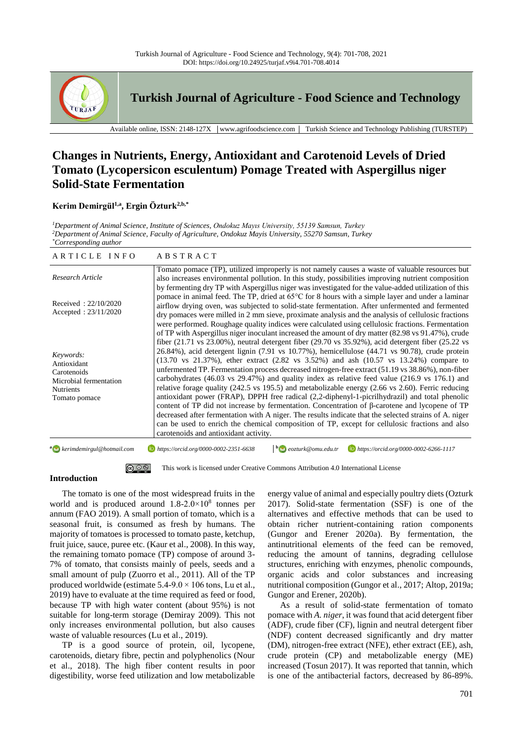# Changes in Nutrients, Energy, Antioxidant and Carotenoid Levels of Dried Tomato (Lycopersicon esculentum) Pomage Treated with Aspergillus niger Solid-State Fermentation

**Kerim Demirgül[1,a], Ergin Özturk[2,b,*]**

[1]*Department of Animal Science, Institute of Sciences, Ondokuz Mayıs University, 55139 Samsun, Turkey*
[2]*Department of Animal Science, Faculty of Agriculture, Ondokuz Mayis University, 55270 Samsun, Turkey*
[*]*Corresponding author*

| ARTICLE INFO | ABSTRACT |
|---|---|
| *Research Article*<br><br>Received : 22/10/2020<br>Accepted : 23/11/2020<br><br>*Keywords:*<br>Antioxidant<br>Carotenoids<br>Microbial fermentation<br>Nutrients<br>Tomato pomace | Tomato pomace (TP), utilized improperly is not namely causes a waste of valuable resources but also increases environmental pollution. In this study, possibilities improving nutrient composition by fermenting dry TP with Aspergillus niger was investigated for the value-added utilization of this pomace in animal feed. The TP, dried at 65°C for 8 hours with a simple layer and under a laminar airflow drying oven, was subjected to solid-state fermentation. After unfermented and fermented dry pomaces were milled in 2 mm sieve, proximate analysis and the analysis of cellulosic fractions were performed. Roughage quality indices were calculated using cellulosic fractions. Fermentation of TP with Aspergillus niger inoculant increased the amount of dry matter (82.98 vs 91.47%), crude fiber (21.71 vs 23.00%), neutral detergent fiber (29.70 vs 35.92%), acid detergent fiber (25.22 vs 26.84%), acid detergent lignin (7.91 vs 10.77%), hemicellulose (44.71 vs 90.78), crude protein (13.70 vs 21.37%), ether extract (2.82 vs 3.52%) and ash (10.57 vs 13.24%) compare to unfermented TP. Fermentation process decreased nitrogen-free extract (51.19 vs 38.86%), non-fiber carbohydrates (46.03 vs 29.47%) and quality index as relative feed value (216.9 vs 176.1) and relative forage quality (242.5 vs 195.5) and metabolizable energy (2.66 vs 2.60). Ferric reducing antioxidant power (FRAP), DPPH free radical (2,2-diphenyl-1-picrilhydrazil) and total phenolic content of TP did not increase by fermentation. Concentration of β-carotene and lycopene of TP decreased after fermentation with A niger. The results indicate that the selected strains of A. niger can be used to enrich the chemical composition of TP, except for cellulosic fractions and also carotenoids and antioxidant activity. |

[a] kerimdemirgul@hotmail.com https://orcid.org/0000-0002-2351-6638 [b] eozturk@omu.edu.tr https://orcid.org/0000-0002-6266-1117

This work is licensed under Creative Commons Attribution 4.0 International License

## Introduction

The tomato is one of the most widespread fruits in the world and is produced around $1.8\text{-}2.0\times10^8$ tonnes per annum (FAO 2019). A small portion of tomato, which is a seasonal fruit, is consumed as fresh by humans. The majority of tomatoes is processed to tomato paste, ketchup, fruit juice, sauce, puree etc. (Kaur et al., 2008). In this way, the remaining tomato pomace (TP) compose of around 3-7% of tomato, that consists mainly of peels, seeds and a small amount of pulp (Zuorro et al., 2011). All of the TP produced worldwide (estimate $5.4\text{-}9.0 \times 106$ tons, Lu et al., 2019) have to evaluate at the time required as feed or food, because TP with high water content (about 95%) is not suitable for long-term storage (Demiray 2009). This not only increases environmental pollution, but also causes waste of valuable resources (Lu et al., 2019).

TP is a good source of protein, oil, lycopene, carotenoids, dietary fibre, pectin and polyphenolics (Nour et al., 2018). The high fiber content results in poor digestibility, worse feed utilization and low metabolizable energy value of animal and especially poultry diets (Ozturk 2017). Solid-state fermentation (SSF) is one of the alternatives and effective methods that can be used to obtain richer nutrient-containing ration components (Gungor and Erener 2020a). By fermentation, the antinutritional elements of the feed can be removed, reducing the amount of tannins, degrading cellulose structures, enriching with enzymes, phenolic compounds, organic acids and color substances and increasing nutritional composition (Gungor et al., 2017; Altop, 2019a; Gungor and Erener, 2020b).

As a result of solid-state fermentation of tomato pomace with *A. niger*, it was found that acid detergent fiber (ADF), crude fiber (CF), lignin and neutral detergent fiber (NDF) content decreased significantly and dry matter (DM), nitrogen-free extract (NFE), ether extract (EE), ash, crude protein (CP) and metabolizable energy (ME) increased (Tosun 2017). It was reported that tannin, which is one of the antibacterial factors, decreased by 86-89%.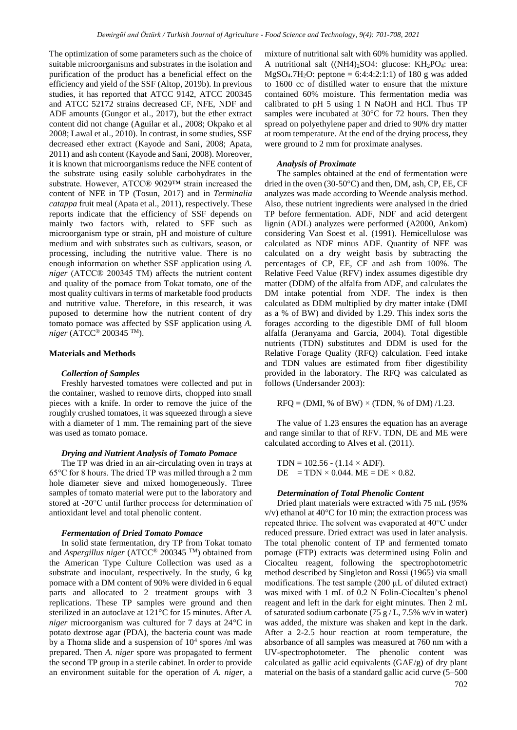The optimization of some parameters such as the choice of suitable microorganisms and substrates in the isolation and purification of the product has a beneficial effect on the efficiency and yield of the SSF (Altop, 2019b). In previous studies, it has reported that ATCC 9142, ATCC 200345 and ATCC 52172 strains decreased CF, NFE, NDF and ADF amounts (Gungor et al., 2017), but the ether extract content did not change (Aguilar et al., 2008; Okpako et al 2008; Lawal et al., 2010). In contrast, in some studies, SSF decreased ether extract (Kayode and Sani, 2008; Apata, 2011) and ash content (Kayode and Sani, 2008). Moreover, it is known that microorganisms reduce the NFE content of the substrate using easily soluble carbohydrates in the substrate. However, ATCC® 9029™ strain increased the content of NFE in TP (Tosun, 2017) and in *Terminalia catappa* fruit meal (Apata et al., 2011), respectively. These reports indicate that the efficiency of SSF depends on mainly two factors with, related to SFF such as microorganism type or strain, pH and moisture of culture medium and with substrates such as cultivars, season, or processing, including the nutritive value. There is no enough information on whether SSF application using *A. niger* (ATCC® 200345 TM) affects the nutrient content and quality of the pomace from Tokat tomato, one of the most quality cultivars in terms of marketable food products and nutritive value. Therefore, in this research, it was puposed to determine how the nutrient content of dry tomato pomace was affected by SSF application using *A. niger* (ATCC® 200345 TM).

## Materials and Methods

### *Collection of Samples*

Freshly harvested tomatoes were collected and put in the container, washed to remove dirts, chopped into small pieces with a knife. In order to remove the juice of the roughly crushed tomatoes, it was squeezed through a sieve with a diameter of 1 mm. The remaining part of the sieve was used as tomato pomace.

### *Drying and Nutrient Analysis of Tomato Pomace*

The TP was dried in an air-circulating oven in trays at 65°C for 8 hours. The dried TP was milled through a 2 mm hole diameter sieve and mixed homogeneously. Three samples of tomato material were put to the laboratory and stored at -20°C until further proccess for determination of antioxidant level and total phenolic content.

### *Fermentation of Dried Tomato Pomace*

In solid state fermentation, dry TP from Tokat tomato and *Aspergillus niger* (ATCC® 200345 TM) obtained from the American Type Culture Collection was used as a substrate and inoculant, respectively. In the study, 6 kg pomace with a DM content of 90% were divided in 6 equal parts and allocated to 2 treatment groups with 3 replications. These TP samples were ground and then sterilized in an autoclave at 121°C for 15 minutes. After *A. niger* microorganism was cultured for 7 days at 24°C in potato dextrose agar (PDA), the bacteria count was made by a Thoma slide and a suspension of $10^4$ spores /ml was prepared. Then *A. niger* spore was propagated to ferment the second TP group in a sterile cabinet. In order to provide an environment suitable for the operation of *A. niger*, a mixture of nutritional salt with 60% humidity was applied. A nutritional salt ($(NH_4)_2SO_4$: glucose: $KH_2PO_4$: urea: $MgSO_4.7H_2O$: peptone = 6:4:4:2:1:1) of 180 g was added to 1600 cc of distilled water to ensure that the mixture contained 60% moisture. This fermentation media was calibrated to pH 5 using 1 N NaOH and HCl. Thus TP samples were incubated at 30°C for 72 hours. Then they spread on polyethylene paper and dried to 90% dry matter at room temperature. At the end of the drying process, they were ground to 2 mm for proximate analyses.

### *Analysis of Proximate*

The samples obtained at the end of fermentation were dried in the oven (30-50°C) and then, DM, ash, CP, EE, CF analyzes was made according to Weende analysis method. Also, these nutrient ingredients were analysed in the dried TP before fermentation. ADF, NDF and acid detergent lignin (ADL) analyzes were performed (A2000, Ankom) considering Van Soest et al. (1991). Hemicellulose was calculated as NDF minus ADF. Quantity of NFE was calculated on a dry weight basis by subtracting the percentages of CP, EE, CF and ash from 100%. The Relative Feed Value (RFV) index assumes digestible dry matter (DDM) of the alfalfa from ADF, and calculates the DM intake potential from NDF. The index is then calculated as DDM multiplied by dry matter intake (DMI as a % of BW) and divided by 1.29. This index sorts the forages according to the digestible DMI of full bloom alfalfa (Jeranyama and Garcia, 2004). Total digestible nutrients (TDN) substitutes and DDM is used for the Relative Forage Quality (RFQ) calculation. Feed intake and TDN values are estimated from fiber digestibility provided in the laboratory. The RFQ was calculated as follows (Undersander 2003):

$$RFQ = (DMI, \% \text{ of } BW) \times (TDN, \% \text{ of } DM) / 1.23.$$

The value of 1.23 ensures the equation has an average and range similar to that of RFV. TDN, DE and ME were calculated according to Alves et al. (2011).

$$TDN = 102.56 - (1.14 \times ADF).$$
$$DE = TDN \times 0.044. \quad ME = DE \times 0.82.$$

### *Determination of Total Phenolic Content*

Dried plant materials were extracted with 75 mL (95% v/v) ethanol at 40°C for 10 min; the extraction process was repeated thrice. The solvent was evaporated at 40°C under reduced pressure. Dried extract was used in later analysis. The total phenolic content of TP and fermented tomato pomage (FTP) extracts was determined using Folin and Ciocalteu reagent, following the spectrophotometric method described by Singleton and Rossi (1965) via small modifications. The test sample (200 µL of diluted extract) was mixed with 1 mL of 0.2 N Folin-Ciocalteu's phenol reagent and left in the dark for eight minutes. Then 2 mL of saturated sodium carbonate (75 g / L, 7.5% w/v in water) was added, the mixture was shaken and kept in the dark. After a 2-2.5 hour reaction at room temperature, the absorbance of all samples was measured at 760 nm with a UV-spectrophotometer. The phenolic content was calculated as gallic acid equivalents (GAE/g) of dry plant material on the basis of a standard gallic acid curve (5–500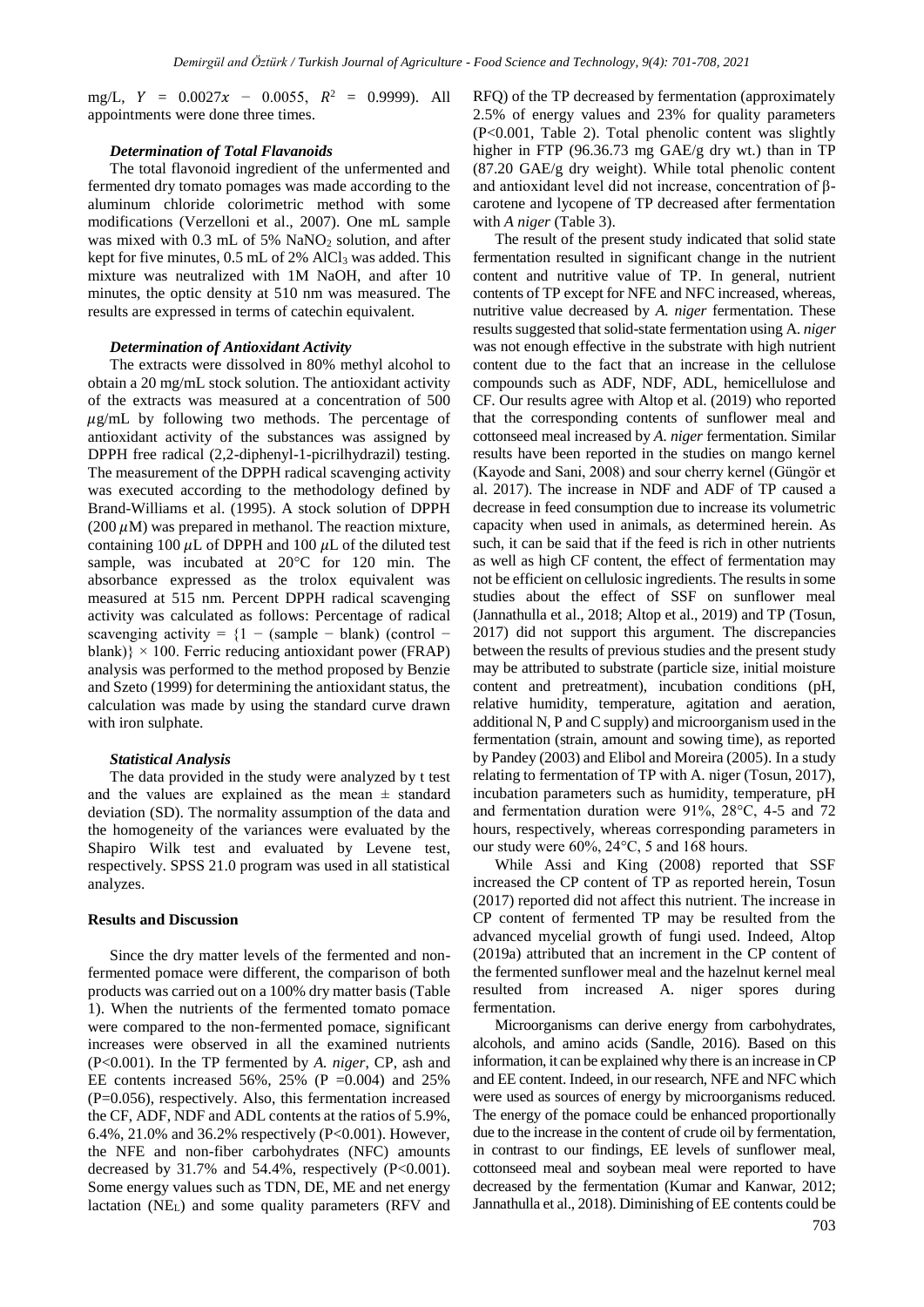mg/L, $Y = 0.0027x - 0.0055$, $R^2 = 0.9999$). All appointments were done three times.

#### *Determination of Total Flavanoids*

The total flavonoid ingredient of the unfermented and fermented dry tomato pomages was made according to the aluminum chloride colorimetric method with some modifications (Verzelloni et al., 2007). One mL sample was mixed with 0.3 mL of 5% $NaNO_2$ solution, and after kept for five minutes, 0.5 mL of 2% $AlCl_3$ was added. This mixture was neutralized with 1M NaOH, and after 10 minutes, the optic density at 510 nm was measured. The results are expressed in terms of catechin equivalent.

#### *Determination of Antioxidant Activity*

The extracts were dissolved in 80% methyl alcohol to obtain a 20 mg/mL stock solution. The antioxidant activity of the extracts was measured at a concentration of 500 $\mu$g/mL by following two methods. The percentage of antioxidant activity of the substances was assigned by DPPH free radical (2,2-diphenyl-1-picrilhydrazil) testing. The measurement of the DPPH radical scavenging activity was executed according to the methodology defined by Brand-Williams et al. (1995). A stock solution of DPPH (200 $\mu$M) was prepared in methanol. The reaction mixture, containing 100 $\mu$L of DPPH and 100 $\mu$L of the diluted test sample, was incubated at 20°C for 120 min. The absorbance expressed as the trolox equivalent was measured at 515 nm. Percent DPPH radical scavenging activity was calculated as follows: Percentage of radical scavenging activity = $\{1 - (\text{sample} - \text{blank}) (\text{control} - \text{blank})\} \times 100$. Ferric reducing antioxidant power (FRAP) analysis was performed to the method proposed by Benzie and Szeto (1999) for determining the antioxidant status, the calculation was made by using the standard curve drawn with iron sulphate.

#### *Statistical Analysis*

The data provided in the study were analyzed by t test and the values are explained as the mean ± standard deviation (SD). The normality assumption of the data and the homogeneity of the variances were evaluated by the Shapiro Wilk test and evaluated by Levene test, respectively. SPSS 21.0 program was used in all statistical analyzes.

### **Results and Discussion**

Since the dry matter levels of the fermented and non-fermented pomace were different, the comparison of both products was carried out on a 100% dry matter basis (Table 1). When the nutrients of the fermented tomato pomace were compared to the non-fermented pomace, significant increases were observed in all the examined nutrients ($P<0.001$). In the TP fermented by *A. niger*, CP, ash and EE contents increased 56%, 25% ($P = 0.004$) and 25% ($P=0.056$), respectively. Also, this fermentation increased the CF, ADF, NDF and ADL contents at the ratios of 5.9%, 6.4%, 21.0% and 36.2% respectively ($P<0.001$). However, the NFE and non-fiber carbohydrates (NFC) amounts decreased by 31.7% and 54.4%, respectively ($P<0.001$). Some energy values such as TDN, DE, ME and net energy lactation ($NE_L$) and some quality parameters (RFV and RFQ) of the TP decreased by fermentation (approximately 2.5% of energy values and 23% for quality parameters ($P<0.001$, Table 2). Total phenolic content was slightly higher in FTP (96.36.73 mg GAE/g dry wt.) than in TP (87.20 GAE/g dry weight). While total phenolic content and antioxidant level did not increase, concentration of β-carotene and lycopene of TP decreased after fermentation with *A niger* (Table 3).

The result of the present study indicated that solid state fermentation resulted in significant change in the nutrient content and nutritive value of TP. In general, nutrient contents of TP except for NFE and NFC increased, whereas, nutritive value decreased by *A. niger* fermentation. These results suggested that solid-state fermentation using A. *niger* was not enough effective in the substrate with high nutrient content due to the fact that an increase in the cellulose compounds such as ADF, NDF, ADL, hemicellulose and CF. Our results agree with Altop et al. (2019) who reported that the corresponding contents of sunflower meal and cottonseed meal increased by *A. niger* fermentation. Similar results have been reported in the studies on mango kernel (Kayode and Sani, 2008) and sour cherry kernel (Güngör et al. 2017). The increase in NDF and ADF of TP caused a decrease in feed consumption due to increase its volumetric capacity when used in animals, as determined herein. As such, it can be said that if the feed is rich in other nutrients as well as high CF content, the effect of fermentation may not be efficient on cellulosic ingredients. The results in some studies about the effect of SSF on sunflower meal (Jannathulla et al., 2018; Altop et al., 2019) and TP (Tosun, 2017) did not support this argument. The discrepancies between the results of previous studies and the present study may be attributed to substrate (particle size, initial moisture content and pretreatment), incubation conditions (pH, relative humidity, temperature, agitation and aeration, additional N, P and C supply) and microorganism used in the fermentation (strain, amount and sowing time), as reported by Pandey (2003) and Elibol and Moreira (2005). In a study relating to fermentation of TP with A. niger (Tosun, 2017), incubation parameters such as humidity, temperature, pH and fermentation duration were 91%, 28°C, 4-5 and 72 hours, respectively, whereas corresponding parameters in our study were 60%, 24°C, 5 and 168 hours.

While Assi and King (2008) reported that SSF increased the CP content of TP as reported herein, Tosun (2017) reported did not affect this nutrient. The increase in CP content of fermented TP may be resulted from the advanced mycelial growth of fungi used. Indeed, Altop (2019a) attributed that an increment in the CP content of the fermented sunflower meal and the hazelnut kernel meal resulted from increased A. niger spores during fermentation.

Microorganisms can derive energy from carbohydrates, alcohols, and amino acids (Sandle, 2016). Based on this information, it can be explained why there is an increase in CP and EE content. Indeed, in our research, NFE and NFC which were used as sources of energy by microorganisms reduced. The energy of the pomace could be enhanced proportionally due to the increase in the content of crude oil by fermentation, in contrast to our findings, EE levels of sunflower meal, cottonseed meal and soybean meal were reported to have decreased by the fermentation (Kumar and Kanwar, 2012; Jannathulla et al., 2018). Diminishing of EE contents could be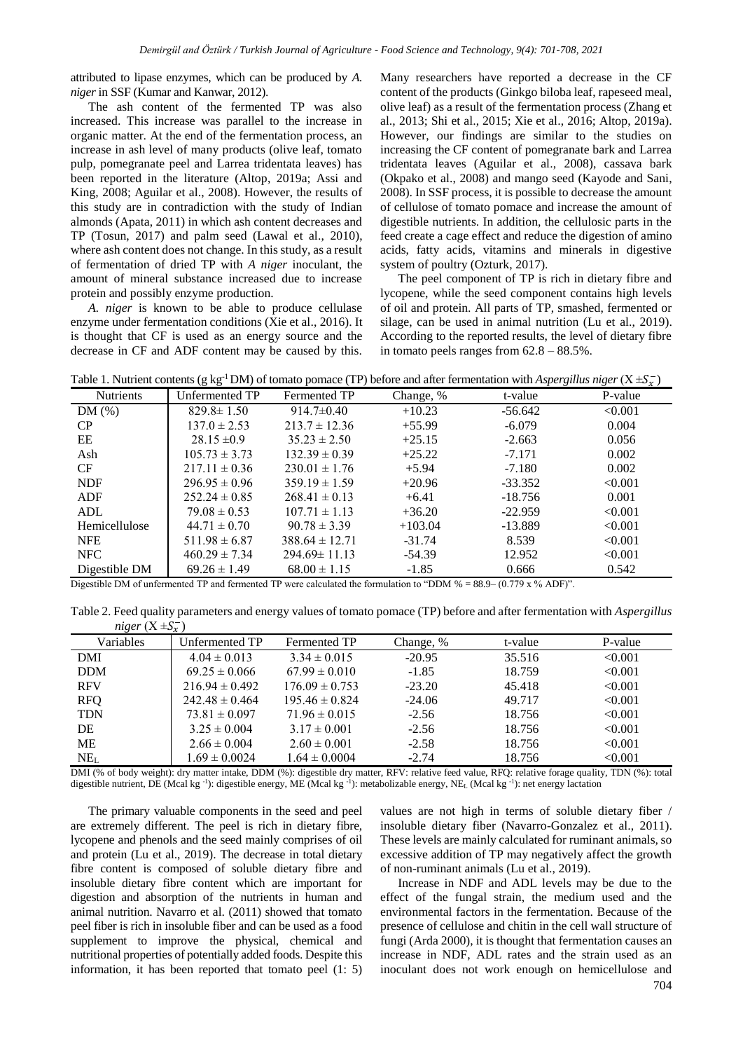attributed to lipase enzymes, which can be produced by *A. niger* in SSF (Kumar and Kanwar, 2012).

The ash content of the fermented TP was also increased. This increase was parallel to the increase in organic matter. At the end of the fermentation process, an increase in ash level of many products (olive leaf, tomato pulp, pomegranate peel and Larrea tridentata leaves) has been reported in the literature (Altop, 2019a; Assi and King, 2008; Aguilar et al., 2008). However, the results of this study are in contradiction with the study of Indian almonds (Apata, 2011) in which ash content decreases and TP (Tosun, 2017) and palm seed (Lawal et al., 2010), where ash content does not change. In this study, as a result of fermentation of dried TP with *A niger* inoculant, the amount of mineral substance increased due to increase protein and possibly enzyme production.

*A. niger* is known to be able to produce cellulase enzyme under fermentation conditions (Xie et al., 2016). It is thought that CF is used as an energy source and the decrease in CF and ADF content may be caused by this. Many researchers have reported a decrease in the CF content of the products (Ginkgo biloba leaf, rapeseed meal, olive leaf) as a result of the fermentation process (Zhang et al., 2013; Shi et al., 2015; Xie et al., 2016; Altop, 2019a). However, our findings are similar to the studies on increasing the CF content of pomegranate bark and Larrea tridentata leaves (Aguilar et al., 2008), cassava bark (Okpako et al., 2008) and mango seed (Kayode and Sani, 2008). In SSF process, it is possible to decrease the amount of cellulose of tomato pomace and increase the amount of digestible nutrients. In addition, the cellulosic parts in the feed create a cage effect and reduce the digestion of amino acids, fatty acids, vitamins and minerals in digestive system of poultry (Ozturk, 2017).

The peel component of TP is rich in dietary fibre and lycopene, while the seed component contains high levels of oil and protein. All parts of TP, smashed, fermented or silage, can be used in animal nutrition (Lu et al., 2019). According to the reported results, the level of dietary fibre in tomato peels ranges from 62.8 – 88.5%.

Table 1. Nutrient contents (g kg$^{-1}$ DM) of tomato pomace (TP) before and after fermentation with *Aspergillus niger* ($\bar{X} \pm S_{\bar{x}}$)

| Nutrients | Unfermented TP | Fermented TP | Change, % | t-value | P-value |
|---|---|---|---|---|---|
| DM (%) | 829.8± 1.50 | 914.7±0.40 | +10.23 | -56.642 | <0.001 |
| CP | 137.0 ± 2.53 | 213.7 ± 12.36 | +55.99 | -6.079 | 0.004 |
| EE | 28.15 ±0.9 | 35.23 ± 2.50 | +25.15 | -2.663 | 0.056 |
| Ash | 105.73 ± 3.73 | 132.39 ± 0.39 | +25.22 | -7.171 | 0.002 |
| CF | 217.11 ± 0.36 | 230.01 ± 1.76 | +5.94 | -7.180 | 0.002 |
| NDF | 296.95 ± 0.96 | 359.19 ± 1.59 | +20.96 | -33.352 | <0.001 |
| ADF | 252.24 ± 0.85 | 268.41 ± 0.13 | +6.41 | -18.756 | 0.001 |
| ADL | 79.08 ± 0.53 | 107.71 ± 1.13 | +36.20 | -22.959 | <0.001 |
| Hemicellulose | 44.71 ± 0.70 | 90.78 ± 3.39 | +103.04 | -13.889 | <0.001 |
| NFE | 511.98 ± 6.87 | 388.64 ± 12.71 | -31.74 | 8.539 | <0.001 |
| NFC | 460.29 ± 7.34 | 294.69± 11.13 | -54.39 | 12.952 | <0.001 |
| Digestible DM | 69.26 ± 1.49 | 68.00 ± 1.15 | -1.85 | 0.666 | 0.542 |

Digestible DM of unfermented TP and fermented TP were calculated the formulation to "DDM % = 88.9– (0.779 x % ADF)".

Table 2. Feed quality parameters and energy values of tomato pomace (TP) before and after fermentation with *Aspergillus niger* ($\bar{X} \pm S_{\bar{x}}$)

| Variables | Unfermented TP | Fermented TP | Change, % | t-value | P-value |
|---|---|---|---|---|---|
| DMI | 4.04 ± 0.013 | 3.34 ± 0.015 | -20.95 | 35.516 | <0.001 |
| DDM | 69.25 ± 0.066 | 67.99 ± 0.010 | -1.85 | 18.759 | <0.001 |
| RFV | 216.94 ± 0.492 | 176.09 ± 0.753 | -23.20 | 45.418 | <0.001 |
| RFQ | 242.48 ± 0.464 | 195.46 ± 0.824 | -24.06 | 49.717 | <0.001 |
| TDN | 73.81 ± 0.097 | 71.96 ± 0.015 | -2.56 | 18.756 | <0.001 |
| DE | 3.25 ± 0.004 | 3.17 ± 0.001 | -2.56 | 18.756 | <0.001 |
| ME | 2.66 ± 0.004 | 2.60 ± 0.001 | -2.58 | 18.756 | <0.001 |
| $NE_L$ | 1.69 ± 0.0024 | 1.64 ± 0.0004 | -2.74 | 18.756 | <0.001 |

DMI (% of body weight): dry matter intake, DDM (%): digestible dry matter, RFV: relative feed value, RFQ: relative forage quality, TDN (%): total digestible nutrient, DE (Mcal kg$^{-1}$): digestible energy, ME (Mcal kg$^{-1}$): metabolizable energy, $NE_L$ (Mcal kg$^{-1}$): net energy lactation

The primary valuable components in the seed and peel are extremely different. The peel is rich in dietary fibre, lycopene and phenols and the seed mainly comprises of oil and protein (Lu et al., 2019). The decrease in total dietary fibre content is composed of soluble dietary fibre and insoluble dietary fibre content which are important for digestion and absorption of the nutrients in human and animal nutrition. Navarro et al. (2011) showed that tomato peel fiber is rich in insoluble fiber and can be used as a food supplement to improve the physical, chemical and nutritional properties of potentially added foods. Despite this information, it has been reported that tomato peel (1: 5) values are not high in terms of soluble dietary fiber / insoluble dietary fiber (Navarro-Gonzalez et al., 2011). These levels are mainly calculated for ruminant animals, so excessive addition of TP may negatively affect the growth of non-ruminant animals (Lu et al., 2019).

Increase in NDF and ADL levels may be due to the effect of the fungal strain, the medium used and the environmental factors in the fermentation. Because of the presence of cellulose and chitin in the cell wall structure of fungi (Arda 2000), it is thought that fermentation causes an increase in NDF, ADL rates and the strain used as an inoculant does not work enough on hemicellulose and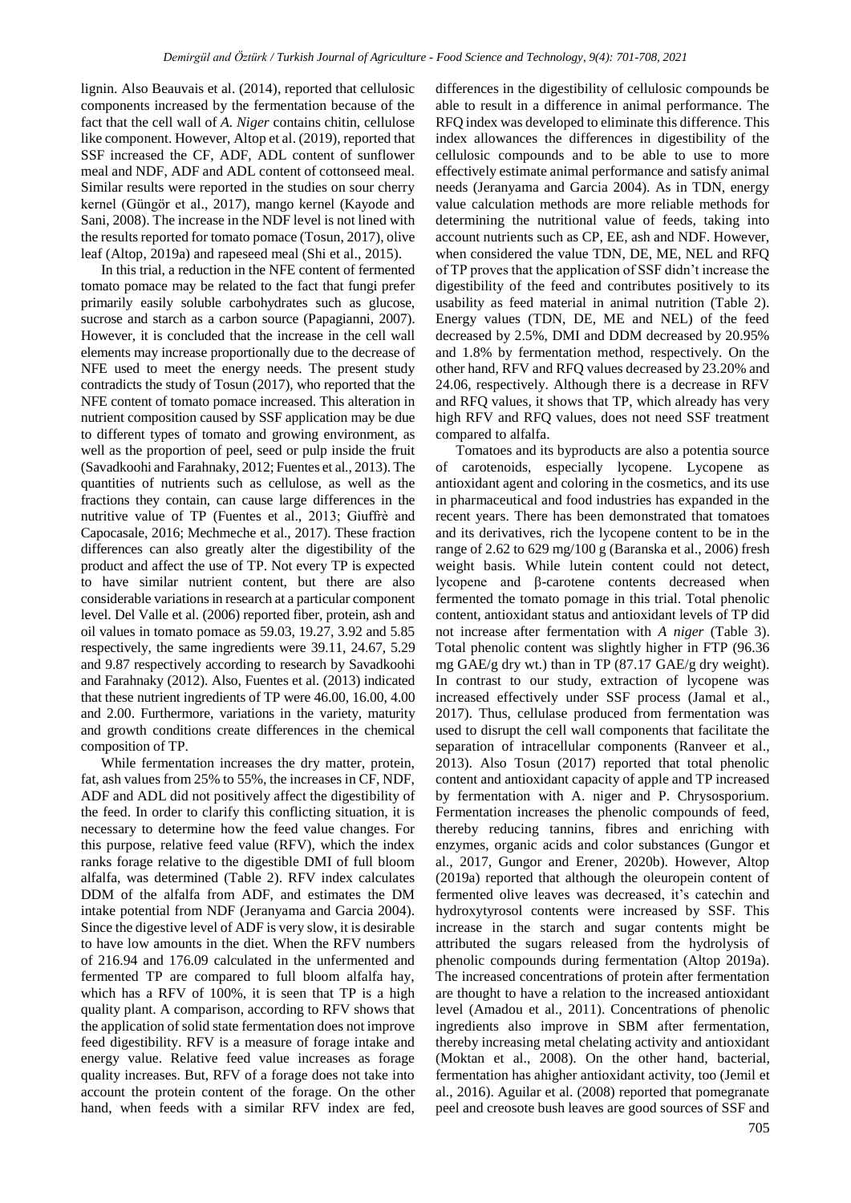lignin. Also Beauvais et al. (2014), reported that cellulosic components increased by the fermentation because of the fact that the cell wall of *A. Niger* contains chitin, cellulose like component. However, Altop et al. (2019), reported that SSF increased the CF, ADF, ADL content of sunflower meal and NDF, ADF and ADL content of cottonseed meal. Similar results were reported in the studies on sour cherry kernel (Güngör et al., 2017), mango kernel (Kayode and Sani, 2008). The increase in the NDF level is not lined with the results reported for tomato pomace (Tosun, 2017), olive leaf (Altop, 2019a) and rapeseed meal (Shi et al., 2015).

In this trial, a reduction in the NFE content of fermented tomato pomace may be related to the fact that fungi prefer primarily easily soluble carbohydrates such as glucose, sucrose and starch as a carbon source (Papagianni, 2007). However, it is concluded that the increase in the cell wall elements may increase proportionally due to the decrease of NFE used to meet the energy needs. The present study contradicts the study of Tosun (2017), who reported that the NFE content of tomato pomace increased. This alteration in nutrient composition caused by SSF application may be due to different types of tomato and growing environment, as well as the proportion of peel, seed or pulp inside the fruit (Savadkoohi and Farahnaky, 2012; Fuentes et al., 2013). The quantities of nutrients such as cellulose, as well as the fractions they contain, can cause large differences in the nutritive value of TP (Fuentes et al., 2013; Giuffrè and Capocasale, 2016; Mechmeche et al., 2017). These fraction differences can also greatly alter the digestibility of the product and affect the use of TP. Not every TP is expected to have similar nutrient content, but there are also considerable variations in research at a particular component level. Del Valle et al. (2006) reported fiber, protein, ash and oil values in tomato pomace as 59.03, 19.27, 3.92 and 5.85 respectively, the same ingredients were 39.11, 24.67, 5.29 and 9.87 respectively according to research by Savadkoohi and Farahnaky (2012). Also, Fuentes et al. (2013) indicated that these nutrient ingredients of TP were 46.00, 16.00, 4.00 and 2.00. Furthermore, variations in the variety, maturity and growth conditions create differences in the chemical composition of TP.

While fermentation increases the dry matter, protein, fat, ash values from 25% to 55%, the increases in CF, NDF, ADF and ADL did not positively affect the digestibility of the feed. In order to clarify this conflicting situation, it is necessary to determine how the feed value changes. For this purpose, relative feed value (RFV), which the index ranks forage relative to the digestible DMI of full bloom alfalfa, was determined (Table 2). RFV index calculates DDM of the alfalfa from ADF, and estimates the DM intake potential from NDF (Jeranyama and Garcia 2004). Since the digestive level of ADF is very slow, it is desirable to have low amounts in the diet. When the RFV numbers of 216.94 and 176.09 calculated in the unfermented and fermented TP are compared to full bloom alfalfa hay, which has a RFV of 100%, it is seen that TP is a high quality plant. A comparison, according to RFV shows that the application of solid state fermentation does not improve feed digestibility. RFV is a measure of forage intake and energy value. Relative feed value increases as forage quality increases. But, RFV of a forage does not take into account the protein content of the forage. On the other hand, when feeds with a similar RFV index are fed, differences in the digestibility of cellulosic compounds be able to result in a difference in animal performance. The RFQ index was developed to eliminate this difference. This index allowances the differences in digestibility of the cellulosic compounds and to be able to use to more effectively estimate animal performance and satisfy animal needs (Jeranyama and Garcia 2004). As in TDN, energy value calculation methods are more reliable methods for determining the nutritional value of feeds, taking into account nutrients such as CP, EE, ash and NDF. However, when considered the value TDN, DE, ME, NEL and RFQ of TP proves that the application of SSF didn't increase the digestibility of the feed and contributes positively to its usability as feed material in animal nutrition (Table 2). Energy values (TDN, DE, ME and NEL) of the feed decreased by 2.5%, DMI and DDM decreased by 20.95% and 1.8% by fermentation method, respectively. On the other hand, RFV and RFQ values decreased by 23.20% and 24.06, respectively. Although there is a decrease in RFV and RFQ values, it shows that TP, which already has very high RFV and RFQ values, does not need SSF treatment compared to alfalfa.

Tomatoes and its byproducts are also a potentia source of carotenoids, especially lycopene. Lycopene as antioxidant agent and coloring in the cosmetics, and its use in pharmaceutical and food industries has expanded in the recent years. There has been demonstrated that tomatoes and its derivatives, rich the lycopene content to be in the range of 2.62 to 629 mg/100 g (Baranska et al., 2006) fresh weight basis. While lutein content could not detect, lycopene and β-carotene contents decreased when fermented the tomato pomage in this trial. Total phenolic content, antioxidant status and antioxidant levels of TP did not increase after fermentation with *A niger* (Table 3). Total phenolic content was slightly higher in FTP (96.36 mg GAE/g dry wt.) than in TP (87.17 GAE/g dry weight). In contrast to our study, extraction of lycopene was increased effectively under SSF process (Jamal et al., 2017). Thus, cellulase produced from fermentation was used to disrupt the cell wall components that facilitate the separation of intracellular components (Ranveer et al., 2013). Also Tosun (2017) reported that total phenolic content and antioxidant capacity of apple and TP increased by fermentation with A. niger and P. Chrysosporium. Fermentation increases the phenolic compounds of feed, thereby reducing tannins, fibres and enriching with enzymes, organic acids and color substances (Gungor et al., 2017, Gungor and Erener, 2020b). However, Altop (2019a) reported that although the oleuropein content of fermented olive leaves was decreased, it's catechin and hydroxytyrosol contents were increased by SSF. This increase in the starch and sugar contents might be attributed the sugars released from the hydrolysis of phenolic compounds during fermentation (Altop 2019a). The increased concentrations of protein after fermentation are thought to have a relation to the increased antioxidant level (Amadou et al., 2011). Concentrations of phenolic ingredients also improve in SBM after fermentation, thereby increasing metal chelating activity and antioxidant (Moktan et al., 2008). On the other hand, bacterial, fermentation has ahigher antioxidant activity, too (Jemil et al., 2016). Aguilar et al. (2008) reported that pomegranate peel and creosote bush leaves are good sources of SSF and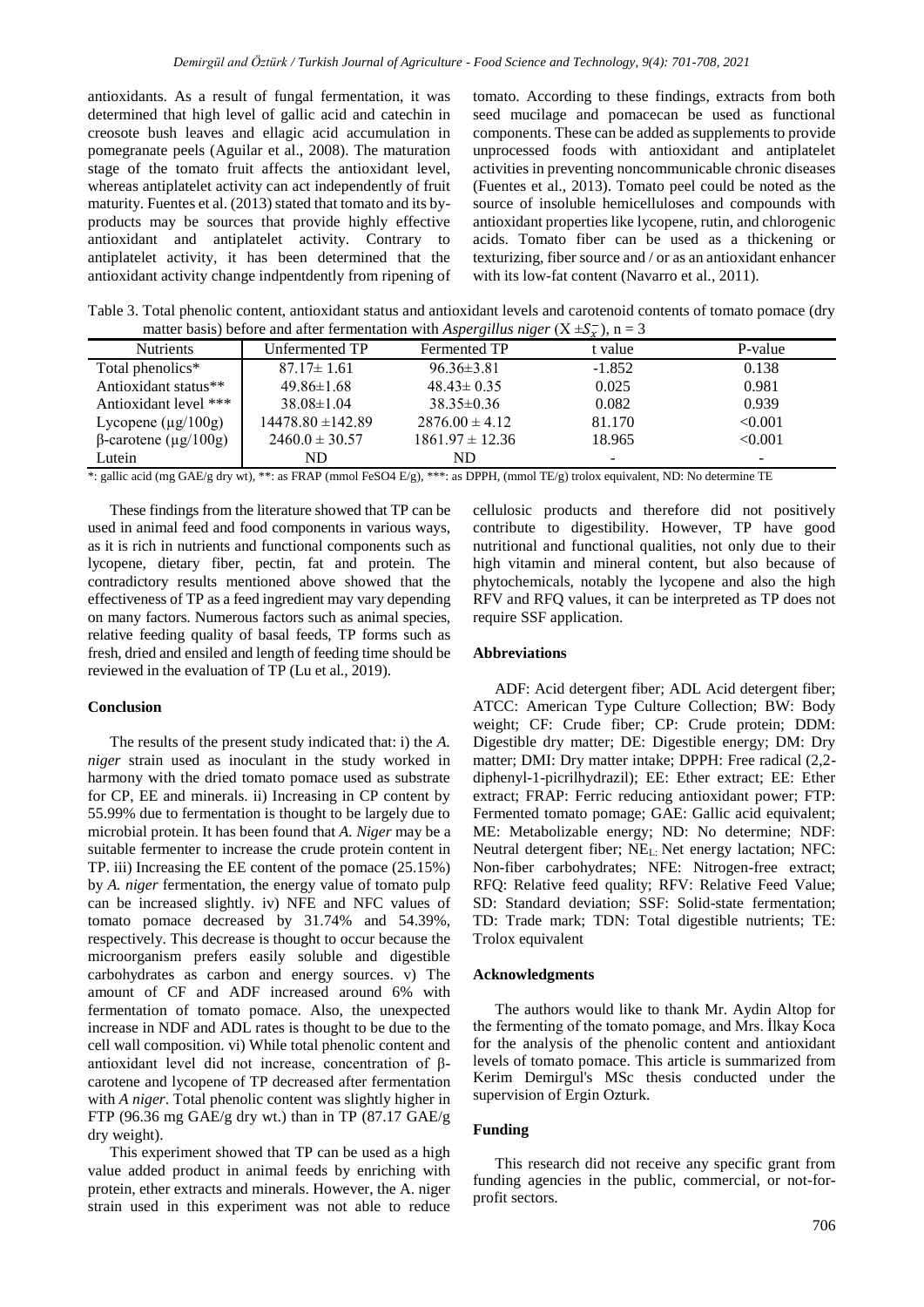antioxidants. As a result of fungal fermentation, it was determined that high level of gallic acid and catechin in creosote bush leaves and ellagic acid accumulation in pomegranate peels (Aguilar et al., 2008). The maturation stage of the tomato fruit affects the antioxidant level, whereas antiplatelet activity can act independently of fruit maturity. Fuentes et al. (2013) stated that tomato and its by-products may be sources that provide highly effective antioxidant and antiplatelet activity. Contrary to antiplatelet activity, it has been determined that the antioxidant activity change indpentdently from ripening of tomato. According to these findings, extracts from both seed mucilage and pomacecan be used as functional components. These can be added as supplements to provide unprocessed foods with antioxidant and antiplatelet activities in preventing noncommunicable chronic diseases (Fuentes et al., 2013). Tomato peel could be noted as the source of insoluble hemicelluloses and compounds with antioxidant properties like lycopene, rutin, and chlorogenic acids. Tomato fiber can be used as a thickening or texturizing, fiber source and / or as an antioxidant enhancer with its low-fat content (Navarro et al., 2011).

Table 3. Total phenolic content, antioxidant status and antioxidant levels and carotenoid contents of tomato pomace (dry matter basis) before and after fermentation with *Aspergillus niger* ($X \pm S_{\bar{x}}$), n = 3

| Nutrients | Unfermented TP | Fermented TP | t value | P-value |
|---|---|---|---|---|
| Total phenolics* | 87.17± 1.61 | 96.36±3.81 | -1.852 | 0.138 |
| Antioxidant status** | 49.86±1.68 | 48.43± 0.35 | 0.025 | 0.981 |
| Antioxidant level *** | 38.08±1.04 | 38.35±0.36 | 0.082 | 0.939 |
| Lycopene (µg/100g) | 14478.80 ±142.89 | 2876.00 ± 4.12 | 81.170 | <0.001 |
| β-carotene (µg/100g) | 2460.0 ± 30.57 | 1861.97 ± 12.36 | 18.965 | <0.001 |
| Lutein | ND | ND | - | - |

*: gallic acid (mg GAE/g dry wt), **: as FRAP (mmol FeSO4 E/g), ***: as DPPH, (mmol TE/g) trolox equivalent, ND: No determine TE

These findings from the literature showed that TP can be used in animal feed and food components in various ways, as it is rich in nutrients and functional components such as lycopene, dietary fiber, pectin, fat and protein. The contradictory results mentioned above showed that the effectiveness of TP as a feed ingredient may vary depending on many factors. Numerous factors such as animal species, relative feeding quality of basal feeds, TP forms such as fresh, dried and ensiled and length of feeding time should be reviewed in the evaluation of TP (Lu et al., 2019).

## Conclusion

The results of the present study indicated that: i) the *A. niger* strain used as inoculant in the study worked in harmony with the dried tomato pomace used as substrate for CP, EE and minerals. ii) Increasing in CP content by 55.99% due to fermentation is thought to be largely due to microbial protein. It has been found that *A. Niger* may be a suitable fermenter to increase the crude protein content in TP. iii) Increasing the EE content of the pomace (25.15%) by *A. niger* fermentation, the energy value of tomato pulp can be increased slightly. iv) NFE and NFC values of tomato pomace decreased by 31.74% and 54.39%, respectively. This decrease is thought to occur because the microorganism prefers easily soluble and digestible carbohydrates as carbon and energy sources. v) The amount of CF and ADF increased around 6% with fermentation of tomato pomace. Also, the unexpected increase in NDF and ADL rates is thought to be due to the cell wall composition. vi) While total phenolic content and antioxidant level did not increase, concentration of β-carotene and lycopene of TP decreased after fermentation with *A niger*. Total phenolic content was slightly higher in FTP (96.36 mg GAE/g dry wt.) than in TP (87.17 GAE/g dry weight).

This experiment showed that TP can be used as a high value added product in animal feeds by enriching with protein, ether extracts and minerals. However, the A. niger strain used in this experiment was not able to reduce cellulosic products and therefore did not positively contribute to digestibility. However, TP have good nutritional and functional qualities, not only due to their high vitamin and mineral content, but also because of phytochemicals, notably the lycopene and also the high RFV and RFQ values, it can be interpreted as TP does not require SSF application.

## Abbreviations

ADF: Acid detergent fiber; ADL Acid detergent fiber; ATCC: American Type Culture Collection; BW: Body weight; CF: Crude fiber; CP: Crude protein; DDM: Digestible dry matter; DE: Digestible energy; DM: Dry matter; DMI: Dry matter intake; DPPH: Free radical (2,2-diphenyl-1-picrilhydrazil); EE: Ether extract; EE: Ether extract; FRAP: Ferric reducing antioxidant power; FTP: Fermented tomato pomage; GAE: Gallic acid equivalent; ME: Metabolizable energy; ND: No determine; NDF: Neutral detergent fiber; $NE_L$: Net energy lactation; NFC: Non-fiber carbohydrates; NFE: Nitrogen-free extract; RFQ: Relative feed quality; RFV: Relative Feed Value; SD: Standard deviation; SSF: Solid-state fermentation; TD: Trade mark; TDN: Total digestible nutrients; TE: Trolox equivalent

## Acknowledgments

The authors would like to thank Mr. Aydin Altop for the fermenting of the tomato pomage, and Mrs. İlkay Koca for the analysis of the phenolic content and antioxidant levels of tomato pomace. This article is summarized from Kerim Demirgul's MSc thesis conducted under the supervision of Ergin Ozturk.

## Funding

This research did not receive any specific grant from funding agencies in the public, commercial, or not-for-profit sectors.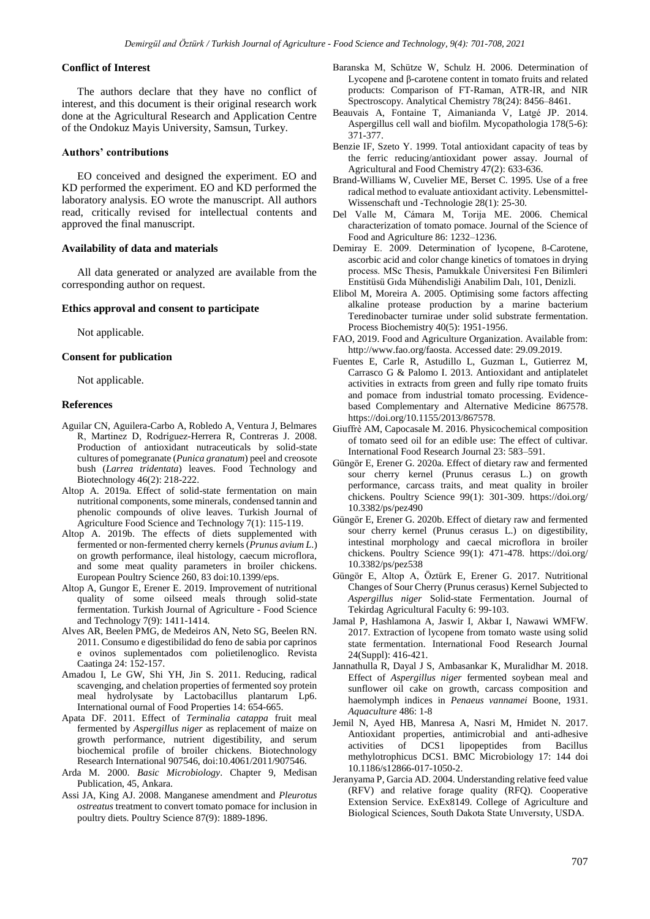### Conflict of Interest

The authors declare that they have no conflict of interest, and this document is their original research work done at the Agricultural Research and Application Centre of the Ondokuz Mayis University, Samsun, Turkey.

### Authors' contributions

EO conceived and designed the experiment. EO and KD performed the experiment. EO and KD performed the laboratory analysis. EO wrote the manuscript. All authors read, critically revised for intellectual contents and approved the final manuscript.

### Availability of data and materials

All data generated or analyzed are available from the corresponding author on request.

### Ethics approval and consent to participate

Not applicable.

### Consent for publication

Not applicable.

### References

Aguilar CN, Aguilera-Carbo A, Robledo A, Ventura J, Belmares R, Martinez D, Rodríguez-Herrera R, Contreras J. 2008. Production of antioxidant nutraceuticals by solid-state cultures of pomegranate (*Punica granatum*) peel and creosote bush (*Larrea tridentata*) leaves. Food Technology and Biotechnology 46(2): 218-222.

Altop A. 2019a. Effect of solid-state fermentation on main nutritional components, some minerals, condensed tannin and phenolic compounds of olive leaves. Turkish Journal of Agriculture Food Science and Technology 7(1): 115-119.

Altop A. 2019b. The effects of diets supplemented with fermented or non-fermented cherry kernels (*Prunus avium L*.) on growth performance, ileal histology, caecum microflora, and some meat quality parameters in broiler chickens. European Poultry Science 260, 83 doi:10.1399/eps.

Altop A, Gungor E, Erener E. 2019. Improvement of nutritional quality of some oilseed meals through solid-state fermentation. Turkish Journal of Agriculture - Food Science and Technology 7(9): 1411-1414.

Alves AR, Beelen PMG, de Medeiros AN, Neto SG, Beelen RN. 2011. Consumo e digestibilidad do feno de sabia por caprinos e ovinos suplementados com polietilenoglico. Revista Caatinga 24: 152-157.

Amadou I, Le GW, Shi YH, Jin S. 2011. Reducing, radical scavenging, and chelation properties of fermented soy protein meal hydrolysate by Lactobacillus plantarum Lp6. International ournal of Food Properties 14: 654-665.

Apata DF. 2011. Effect of *Terminalia catappa* fruit meal fermented by *Aspergillus niger* as replacement of maize on growth performance, nutrient digestibility, and serum biochemical profile of broiler chickens. Biotechnology Research International 907546, doi:10.4061/2011/907546.

Arda M. 2000. *Basic Microbiology*. Chapter 9, Medisan Publication, 45, Ankara.

Assi JA, King AJ. 2008. Manganese amendment and *Pleurotus ostreatus* treatment to convert tomato pomace for inclusion in poultry diets. Poultry Science 87(9): 1889-1896.

Baranska M, Schütze W, Schulz H. 2006. Determination of Lycopene and β-carotene content in tomato fruits and related products: Comparison of FT-Raman, ATR-IR, and NIR Spectroscopy. Analytical Chemistry 78(24): 8456–8461.

Beauvais A, Fontaine T, Aimanianda V, Latgé JP. 2014. Aspergillus cell wall and biofilm. Mycopathologia 178(5-6): 371-377.

Benzie IF, Szeto Y. 1999. Total antioxidant capacity of teas by the ferric reducing/antioxidant power assay. Journal of Agricultural and Food Chemistry 47(2): 633-636.

Brand-Williams W, Cuvelier ME, Berset C. 1995. Use of a free radical method to evaluate antioxidant activity. Lebensmittel-Wissenschaft und -Technologie 28(1): 25-30.

Del Valle M, Cámara M, Torija ME. 2006. Chemical characterization of tomato pomace. Journal of the Science of Food and Agriculture 86: 1232–1236.

Demiray E. 2009. Determination of lycopene, ß-Carotene, ascorbic acid and color change kinetics of tomatoes in drying process. MSc Thesis, Pamukkale Üniversitesi Fen Bilimleri Enstitüsü Gıda Mühendisliği Anabilim Dalı, 101, Denizli.

Elibol M, Moreira A. 2005. Optimising some factors affecting alkaline protease production by a marine bacterium Teredinobacter turnirae under solid substrate fermentation. Process Biochemistry 40(5): 1951-1956.

FAO, 2019. Food and Agriculture Organization. Available from: http://www.fao.org/faosta. Accessed date: 29.09.2019.

Fuentes E, Carle R, Astudillo L, Guzman L, Gutierrez M, Carrasco G & Palomo I. 2013. Antioxidant and antiplatelet activities in extracts from green and fully ripe tomato fruits and pomace from industrial tomato processing. Evidence-based Complementary and Alternative Medicine 867578. https://doi.org/10.1155/2013/867578.

Giuffrè AM, Capocasale M. 2016. Physicochemical composition of tomato seed oil for an edible use: The effect of cultivar. International Food Research Journal 23: 583–591.

Güngör E, Erener G. 2020a. Effect of dietary raw and fermented sour cherry kernel (Prunus cerasus L.) on growth performance, carcass traits, and meat quality in broiler chickens. Poultry Science 99(1): 301-309. https://doi.org/10.3382/ps/pez490

Güngör E, Erener G. 2020b. Effect of dietary raw and fermented sour cherry kernel (Prunus cerasus L.) on digestibility, intestinal morphology and caecal microflora in broiler chickens. Poultry Science 99(1): 471-478. https://doi.org/10.3382/ps/pez538

Güngör E, Altop A, Öztürk E, Erener G. 2017. Nutritional Changes of Sour Cherry (Prunus cerasus) Kernel Subjected to *Aspergillus niger* Solid-state Fermentation. Journal of Tekirdag Agricultural Faculty 6: 99-103.

Jamal P, Hashlamona A, Jaswir I, Akbar I, Nawawi WMFW. 2017. Extraction of lycopene from tomato waste using solid state fermentation. International Food Research Journal 24(Suppl): 416-421.

Jannathulla R, Dayal J S, Ambasankar K, Muralidhar M. 2018. Effect of *Aspergillus niger* fermented soybean meal and sunflower oil cake on growth, carcass composition and haemolymph indices in *Penaeus vannamei* Boone, 1931. *Aquaculture* 486: 1-8

Jemil N, Ayed HB, Manresa A, Nasri M, Hmidet N. 2017. Antioxidant properties, antimicrobial and anti-adhesive activities of DCS1 lipopeptides from Bacillus methylotrophicus DCS1. BMC Microbiology 17: 144 doi 10.1186/s12866-017-1050-2.

Jeranyama P, Garcia AD. 2004. Understanding relative feed value (RFV) and relative forage quality (RFQ). Cooperative Extension Service. ExEx8149. College of Agriculture and Biological Sciences, South Dakota State Unıversıty, USDA.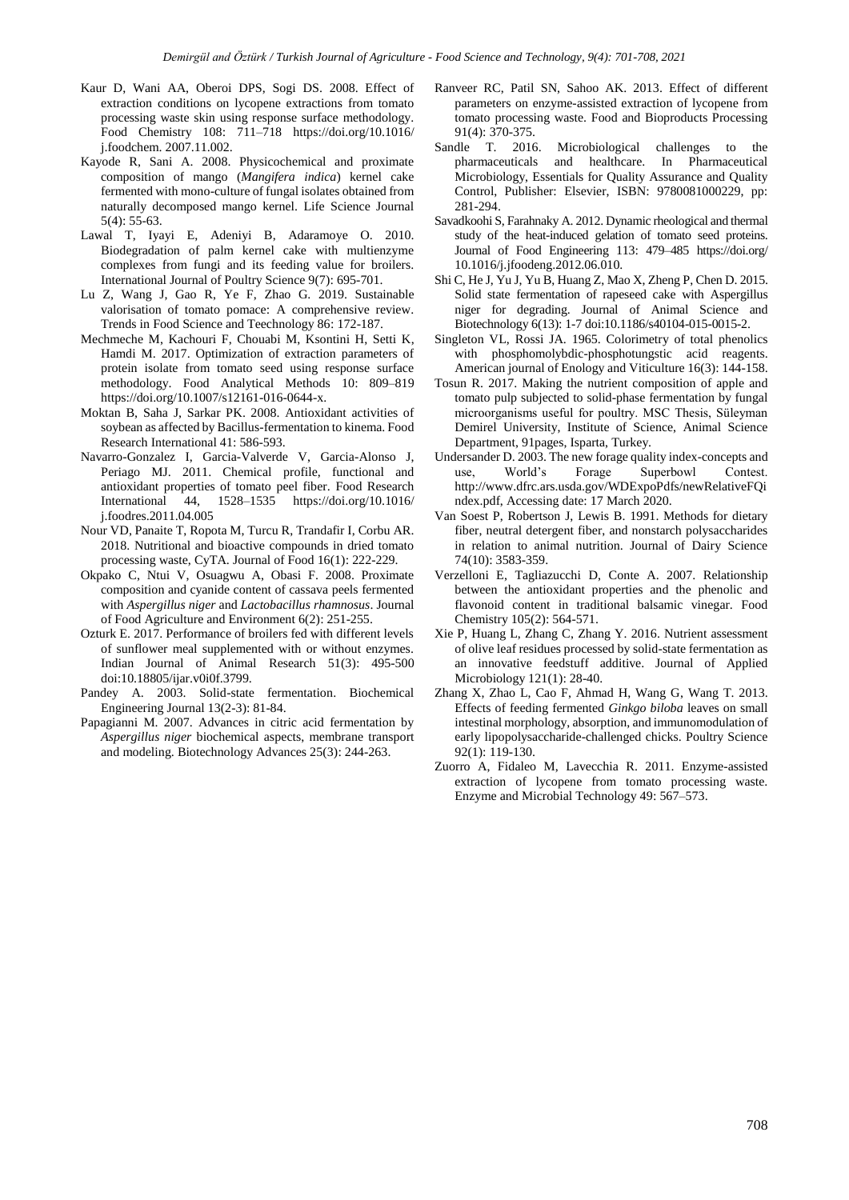Kaur D, Wani AA, Oberoi DPS, Sogi DS. 2008. Effect of extraction conditions on lycopene extractions from tomato processing waste skin using response surface methodology. Food Chemistry 108: 711–718 https://doi.org/10.1016/j.foodchem. 2007.11.002.

Kayode R, Sani A. 2008. Physicochemical and proximate composition of mango (*Mangifera indica*) kernel cake fermented with mono-culture of fungal isolates obtained from naturally decomposed mango kernel. Life Science Journal 5(4): 55-63.

Lawal T, Iyayi E, Adeniyi B, Adaramoye O. 2010. Biodegradation of palm kernel cake with multienzyme complexes from fungi and its feeding value for broilers. International Journal of Poultry Science 9(7): 695-701.

Lu Z, Wang J, Gao R, Ye F, Zhao G. 2019. Sustainable valorisation of tomato pomace: A comprehensive review. Trends in Food Science and Teechnology 86: 172-187.

Mechmeche M, Kachouri F, Chouabi M, Ksontini H, Setti K, Hamdi M. 2017. Optimization of extraction parameters of protein isolate from tomato seed using response surface methodology. Food Analytical Methods 10: 809–819 https://doi.org/10.1007/s12161-016-0644-x.

Moktan B, Saha J, Sarkar PK. 2008. Antioxidant activities of soybean as affected by Bacillus-fermentation to kinema. Food Research International 41: 586-593.

Navarro-Gonzalez I, Garcia-Valverde V, Garcia-Alonso J, Periago MJ. 2011. Chemical profile, functional and antioxidant properties of tomato peel fiber. Food Research International 44, 1528–1535 https://doi.org/10.1016/j.foodres.2011.04.005

Nour VD, Panaite T, Ropota M, Turcu R, Trandafir I, Corbu AR. 2018. Nutritional and bioactive compounds in dried tomato processing waste, CyTA. Journal of Food 16(1): 222-229.

Okpako C, Ntui V, Osuagwu A, Obasi F. 2008. Proximate composition and cyanide content of cassava peels fermented with *Aspergillus niger* and *Lactobacillus rhamnosus*. Journal of Food Agriculture and Environment 6(2): 251-255.

Ozturk E. 2017. Performance of broilers fed with different levels of sunflower meal supplemented with or without enzymes. Indian Journal of Animal Research 51(3): 495-500 doi:10.18805/ijar.v0i0f.3799.

Pandey A. 2003. Solid-state fermentation. Biochemical Engineering Journal 13(2-3): 81-84.

Papagianni M. 2007. Advances in citric acid fermentation by *Aspergillus niger* biochemical aspects, membrane transport and modeling. Biotechnology Advances 25(3): 244-263.

Ranveer RC, Patil SN, Sahoo AK. 2013. Effect of different parameters on enzyme-assisted extraction of lycopene from tomato processing waste. Food and Bioproducts Processing 91(4): 370-375.

Sandle T. 2016. Microbiological challenges to the pharmaceuticals and healthcare. In Pharmaceutical Microbiology, Essentials for Quality Assurance and Quality Control, Publisher: Elsevier, ISBN: 9780081000229, pp: 281-294.

Savadkoohi S, Farahnaky A. 2012. Dynamic rheological and thermal study of the heat-induced gelation of tomato seed proteins. Journal of Food Engineering 113: 479–485 https://doi.org/10.1016/j.jfoodeng.2012.06.010.

Shi C, He J, Yu J, Yu B, Huang Z, Mao X, Zheng P, Chen D. 2015. Solid state fermentation of rapeseed cake with Aspergillus niger for degrading. Journal of Animal Science and Biotechnology 6(13): 1-7 doi:10.1186/s40104-015-0015-2.

Singleton VL, Rossi JA. 1965. Colorimetry of total phenolics with phosphomolybdic-phosphotungstic acid reagents. American journal of Enology and Viticulture 16(3): 144-158.

Tosun R. 2017. Making the nutrient composition of apple and tomato pulp subjected to solid-phase fermentation by fungal microorganisms useful for poultry. MSC Thesis, Süleyman Demirel University, Institute of Science, Animal Science Department, 91pages, Isparta, Turkey.

Undersander D. 2003. The new forage quality index-concepts and use, World's Forage Superbowl Contest. http://www.dfrc.ars.usda.gov/WDExpoPdfs/newRelativeFQindex.pdf, Accessing date: 17 March 2020.

Van Soest P, Robertson J, Lewis B. 1991. Methods for dietary fiber, neutral detergent fiber, and nonstarch polysaccharides in relation to animal nutrition. Journal of Dairy Science 74(10): 3583-359.

Verzelloni E, Tagliazucchi D, Conte A. 2007. Relationship between the antioxidant properties and the phenolic and flavonoid content in traditional balsamic vinegar. Food Chemistry 105(2): 564-571.

Xie P, Huang L, Zhang C, Zhang Y. 2016. Nutrient assessment of olive leaf residues processed by solid-state fermentation as an innovative feedstuff additive. Journal of Applied Microbiology 121(1): 28-40.

Zhang X, Zhao L, Cao F, Ahmad H, Wang G, Wang T. 2013. Effects of feeding fermented *Ginkgo biloba* leaves on small intestinal morphology, absorption, and immunomodulation of early lipopolysaccharide-challenged chicks. Poultry Science 92(1): 119-130.

Zuorro A, Fidaleo M, Lavecchia R. 2011. Enzyme-assisted extraction of lycopene from tomato processing waste. Enzyme and Microbial Technology 49: 567–573.